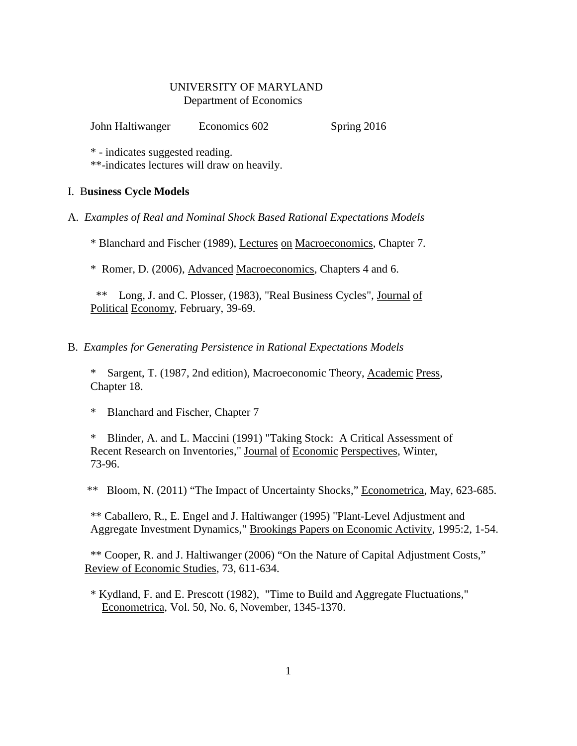UNIVERSITY OF MARYLAND
Department of Economics

John Haltiwanger    Economics 602    Spring 2016

* - indicates suggested reading.
**-indicates lectures will draw on heavily.

## I. Business Cycle Models

### A. *Examples of Real and Nominal Shock Based Rational Expectations Models*

* Blanchard and Fischer (1989), Lectures on Macroeconomics, Chapter 7.

* Romer, D. (2006), Advanced Macroeconomics, Chapters 4 and 6.

** Long, J. and C. Plosser, (1983), "Real Business Cycles", Journal of Political Economy, February, 39-69.

### B. *Examples for Generating Persistence in Rational Expectations Models*

* Sargent, T. (1987, 2nd edition), Macroeconomic Theory, Academic Press, Chapter 18.

* Blanchard and Fischer, Chapter 7

* Blinder, A. and L. Maccini (1991) "Taking Stock: A Critical Assessment of Recent Research on Inventories," Journal of Economic Perspectives, Winter, 73-96.

** Bloom, N. (2011) "The Impact of Uncertainty Shocks," Econometrica, May, 623-685.

** Caballero, R., E. Engel and J. Haltiwanger (1995) "Plant-Level Adjustment and Aggregate Investment Dynamics," Brookings Papers on Economic Activity, 1995:2, 1-54.

** Cooper, R. and J. Haltiwanger (2006) "On the Nature of Capital Adjustment Costs," Review of Economic Studies, 73, 611-634.

* Kydland, F. and E. Prescott (1982), "Time to Build and Aggregate Fluctuations," Econometrica, Vol. 50, No. 6, November, 1345-1370.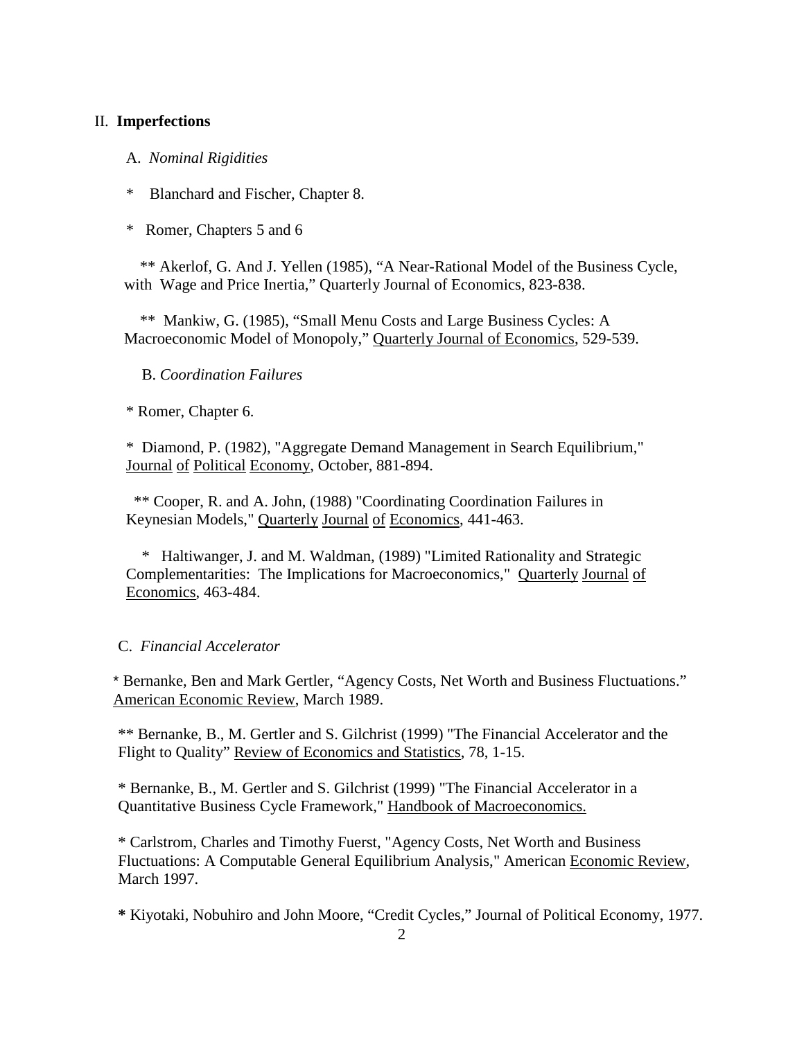## II. **Imperfections**

### A. *Nominal Rigidities*

\* Blanchard and Fischer, Chapter 8.

\* Romer, Chapters 5 and 6

** Akerlof, G. And J. Yellen (1985), "A Near-Rational Model of the Business Cycle, with Wage and Price Inertia," Quarterly Journal of Economics, 823-838.

** Mankiw, G. (1985), "Small Menu Costs and Large Business Cycles: A Macroeconomic Model of Monopoly," Quarterly Journal of Economics, 529-539.

### B. *Coordination Failures*

\* Romer, Chapter 6.

\* Diamond, P. (1982), "Aggregate Demand Management in Search Equilibrium," Journal of Political Economy, October, 881-894.

** Cooper, R. and A. John, (1988) "Coordinating Coordination Failures in Keynesian Models," Quarterly Journal of Economics, 441-463.

\* Haltiwanger, J. and M. Waldman, (1989) "Limited Rationality and Strategic Complementarities: The Implications for Macroeconomics," Quarterly Journal of Economics, 463-484.

### C. *Financial Accelerator*

\* Bernanke, Ben and Mark Gertler, "Agency Costs, Net Worth and Business Fluctuations." American Economic Review, March 1989.

** Bernanke, B., M. Gertler and S. Gilchrist (1999) "The Financial Accelerator and the Flight to Quality" Review of Economics and Statistics, 78, 1-15.

\* Bernanke, B., M. Gertler and S. Gilchrist (1999) "The Financial Accelerator in a Quantitative Business Cycle Framework," Handbook of Macroeconomics.

\* Carlstrom, Charles and Timothy Fuerst, "Agency Costs, Net Worth and Business Fluctuations: A Computable General Equilibrium Analysis," American Economic Review, March 1997.

**\*** Kiyotaki, Nobuhiro and John Moore, "Credit Cycles," Journal of Political Economy, 1977.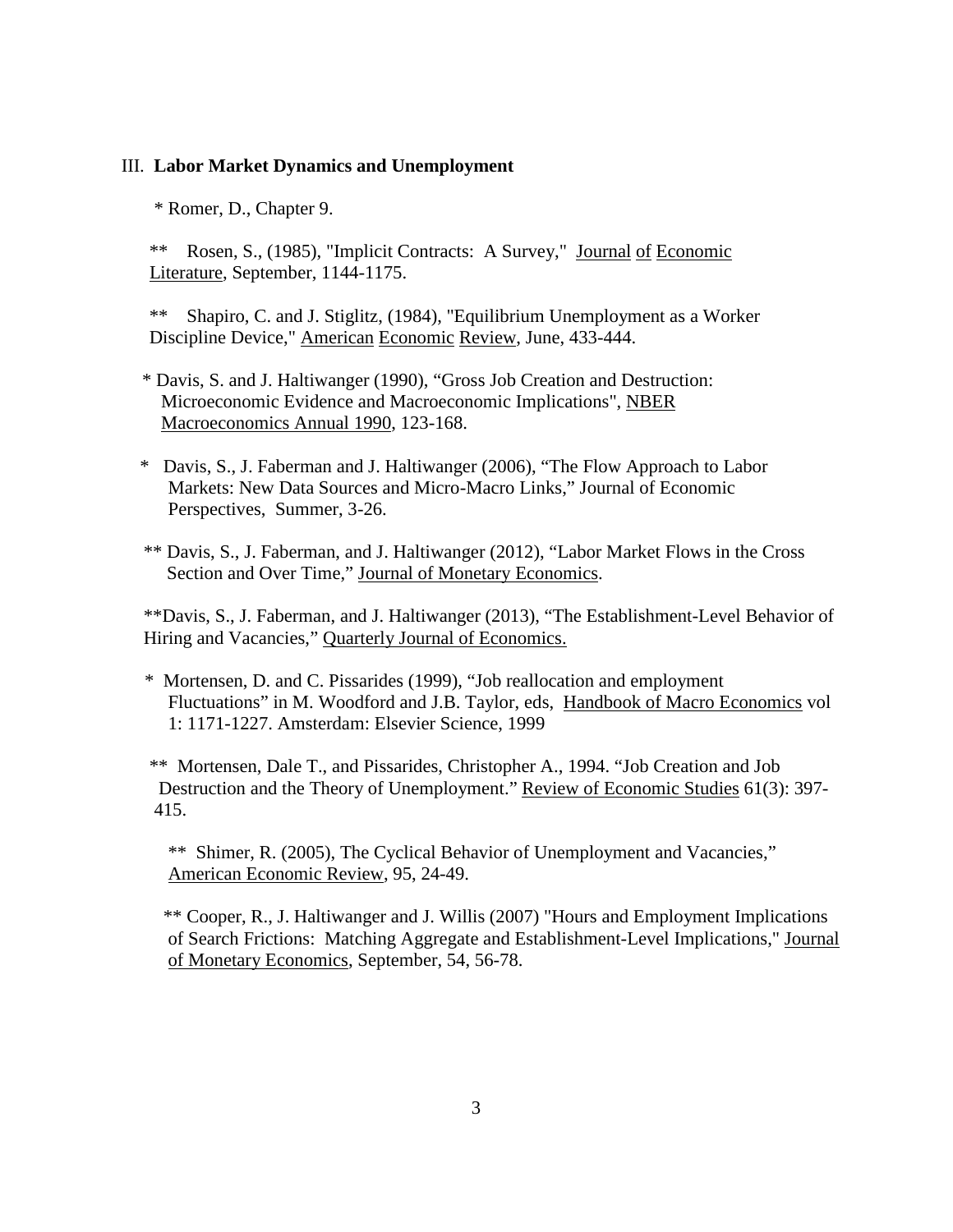## III. **Labor Market Dynamics and Unemployment**

\* Romer, D., Chapter 9.

\*\* Rosen, S., (1985), "Implicit Contracts: A Survey," Journal of Economic Literature, September, 1144-1175.

\*\* Shapiro, C. and J. Stiglitz, (1984), "Equilibrium Unemployment as a Worker Discipline Device," American Economic Review, June, 433-444.

\* Davis, S. and J. Haltiwanger (1990), "Gross Job Creation and Destruction: Microeconomic Evidence and Macroeconomic Implications", NBER Macroeconomics Annual 1990, 123-168.

\* Davis, S., J. Faberman and J. Haltiwanger (2006), "The Flow Approach to Labor Markets: New Data Sources and Micro-Macro Links," Journal of Economic Perspectives, Summer, 3-26.

\*\* Davis, S., J. Faberman, and J. Haltiwanger (2012), "Labor Market Flows in the Cross Section and Over Time," Journal of Monetary Economics.

\*\*Davis, S., J. Faberman, and J. Haltiwanger (2013), "The Establishment-Level Behavior of Hiring and Vacancies," Quarterly Journal of Economics.

\* Mortensen, D. and C. Pissarides (1999), "Job reallocation and employment Fluctuations" in M. Woodford and J.B. Taylor, eds, Handbook of Macro Economics vol 1: 1171-1227. Amsterdam: Elsevier Science, 1999

\*\* Mortensen, Dale T., and Pissarides, Christopher A., 1994. "Job Creation and Job Destruction and the Theory of Unemployment." Review of Economic Studies 61(3): 397-415.

\*\* Shimer, R. (2005), The Cyclical Behavior of Unemployment and Vacancies," American Economic Review, 95, 24-49.

\*\* Cooper, R., J. Haltiwanger and J. Willis (2007) "Hours and Employment Implications of Search Frictions: Matching Aggregate and Establishment-Level Implications," Journal of Monetary Economics, September, 54, 56-78.